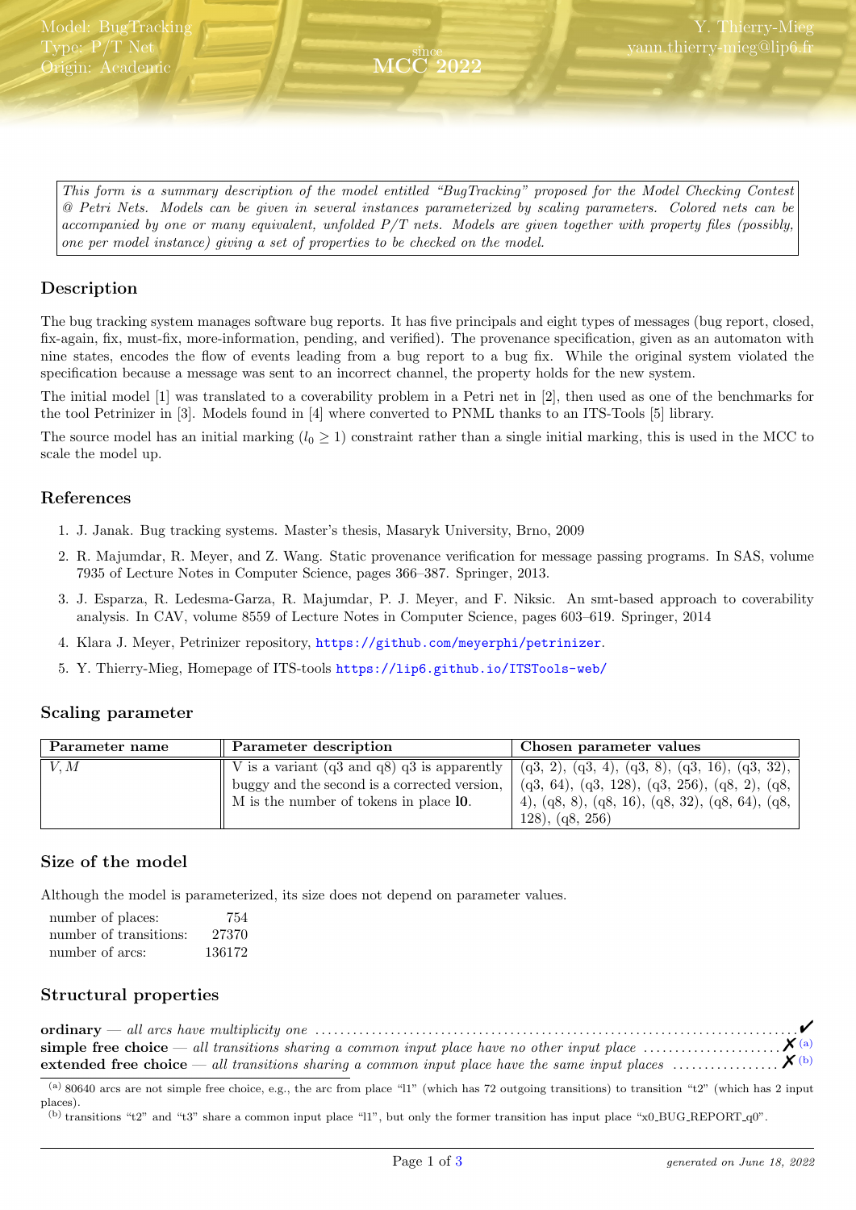Model: BugTracking
Type: P/T Net
Origin: Academic

since MCC 2022

Y. Thierry-Mieg
yann.thierry-mieg@lip6.fr

*This form is a summary description of the model entitled "BugTracking" proposed for the Model Checking Contest @ Petri Nets. Models can be given in several instances parameterized by scaling parameters. Colored nets can be accompanied by one or many equivalent, unfolded P/T nets. Models are given together with property files (possibly, one per model instance) giving a set of properties to be checked on the model.*

## Description

The bug tracking system manages software bug reports. It has five principals and eight types of messages (bug report, closed, fix-again, fix, must-fix, more-information, pending, and verified). The provenance specification, given as an automaton with nine states, encodes the flow of events leading from a bug report to a bug fix. While the original system violated the specification because a message was sent to an incorrect channel, the property holds for the new system.

The initial model [1] was translated to a coverability problem in a Petri net in [2], then used as one of the benchmarks for the tool Petrinizer in [3]. Models found in [4] where converted to PNML thanks to an ITS-Tools [5] library.

The source model has an initial marking ($l_0 \geq 1$) constraint rather than a single initial marking, this is used in the MCC to scale the model up.

## References

1. J. Janak. Bug tracking systems. Master's thesis, Masaryk University, Brno, 2009
2. R. Majumdar, R. Meyer, and Z. Wang. Static provenance verification for message passing programs. In SAS, volume 7935 of Lecture Notes in Computer Science, pages 366–387. Springer, 2013.
3. J. Esparza, R. Ledesma-Garza, R. Majumdar, P. J. Meyer, and F. Niksic. An smt-based approach to coverability analysis. In CAV, volume 8559 of Lecture Notes in Computer Science, pages 603–619. Springer, 2014
4. Klara J. Meyer, Petrinizer repository, https://github.com/meyerphi/petrinizer.
5. Y. Thierry-Mieg, Homepage of ITS-tools https://lip6.github.io/ITSTools-web/

## Scaling parameter

| Parameter name | Parameter description | Chosen parameter values |
|---|---|---|
| *V, M* | V is a variant (q3 and q8) q3 is apparently buggy and the second is a corrected version, M is the number of tokens in place **l0**. | (q3, 2), (q3, 4), (q3, 8), (q3, 16), (q3, 32), (q3, 64), (q3, 128), (q3, 256), (q8, 2), (q8, 4), (q8, 8), (q8, 16), (q8, 32), (q8, 64), (q8, 128), (q8, 256) |

## Size of the model

Although the model is parameterized, its size does not depend on parameter values.

| | |
|---|---|
| number of places: | 754 |
| number of transitions: | 27370 |
| number of arcs: | 136172 |

## Structural properties

**ordinary** — *all arcs have multiplicity one* ✔

**simple free choice** — *all transitions sharing a common input place have no other input place* ✗ [(a)]

**extended free choice** — *all transitions sharing a common input place have the same input places* ✗ [(b)]

[(a)] 80640 arcs are not simple free choice, e.g., the arc from place "l1" (which has 72 outgoing transitions) to transition "t2" (which has 2 input places).

[(b)] transitions "t2" and "t3" share a common input place "l1", but only the former transition has input place "x0_BUG_REPORT_q0".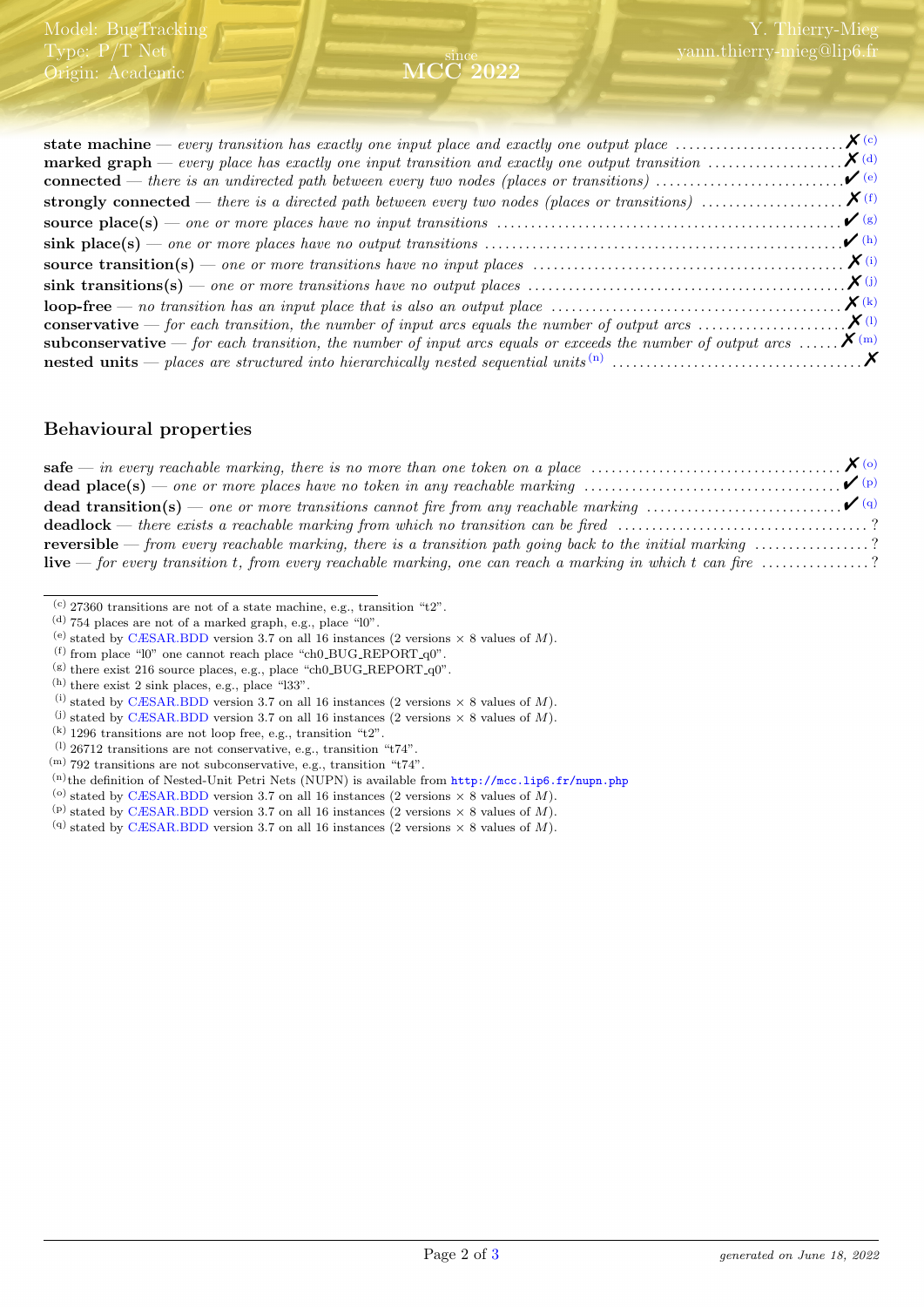**state machine** — *every transition has exactly one input place and exactly one output place* ........................ ✗ [c]
**marked graph** — *every place has exactly one input transition and exactly one output transition* .................... ✗ [d]
**connected** — *there is an undirected path between every two nodes (places or transitions)* ............................ ✔ [e]
**strongly connected** — *there is a directed path between every two nodes (places or transitions)* ..................... ✗ [f]
**source place(s)** — *one or more places have no input transitions* .................................................... ✔ [g]
**sink place(s)** — *one or more places have no output transitions* ..................................................... ✔ [h]
**source transition(s)** — *one or more transitions have no input places* ............................................ ✗ [i]
**sink transitions(s)** — *one or more transitions have no output places* .............................................. ✗ [j]
**loop-free** — *no transition has an input place that is also an output place* ......................................... ✗ [k]
**conservative** — *for each transition, the number of input arcs equals the number of output arcs* ...................... ✗ [l]
**subconservative** — *for each transition, the number of input arcs equals or exceeds the number of output arcs* ...... ✗ [m]
**nested units** — *places are structured into hierarchically nested sequential units* [n] .................................... ✗

## Behavioural properties

**safe** — *in every reachable marking, there is no more than one token on a place* .................................... ✗ [o]
**dead place(s)** — *one or more places have no token in any reachable marking* ..................................... ✔ [p]
**dead transition(s)** — *one or more transitions cannot fire from any reachable marking* ............................ ✔ [q]
**deadlock** — *there exists a reachable marking from which no transition can be fired* ..................................... ?
**reversible** — *from every reachable marking, there is a transition path going back to the initial marking* ................. ?
**live** — *for every transition t, from every reachable marking, one can reach a marking in which t can fire* ................ ?

---

[c] 27360 transitions are not of a state machine, e.g., transition "t2".
[d] 754 places are not of a marked graph, e.g., place "l0".
[e] stated by CÆSAR.BDD version 3.7 on all 16 instances (2 versions × 8 values of $M$).
[f] from place "l0" one cannot reach place "ch0_BUG_REPORT_q0".
[g] there exist 216 source places, e.g., place "ch0_BUG_REPORT_q0".
[h] there exist 2 sink places, e.g., place "l33".
[i] stated by CÆSAR.BDD version 3.7 on all 16 instances (2 versions × 8 values of $M$).
[j] stated by CÆSAR.BDD version 3.7 on all 16 instances (2 versions × 8 values of $M$).
[k] 1296 transitions are not loop free, e.g., transition "t2".
[l] 26712 transitions are not conservative, e.g., transition "t74".
[m] 792 transitions are not subconservative, e.g., transition "t74".
[n] the definition of Nested-Unit Petri Nets (NUPN) is available from http://mcc.lip6.fr/nupn.php
[o] stated by CÆSAR.BDD version 3.7 on all 16 instances (2 versions × 8 values of $M$).
[p] stated by CÆSAR.BDD version 3.7 on all 16 instances (2 versions × 8 values of $M$).
[q] stated by CÆSAR.BDD version 3.7 on all 16 instances (2 versions × 8 values of $M$).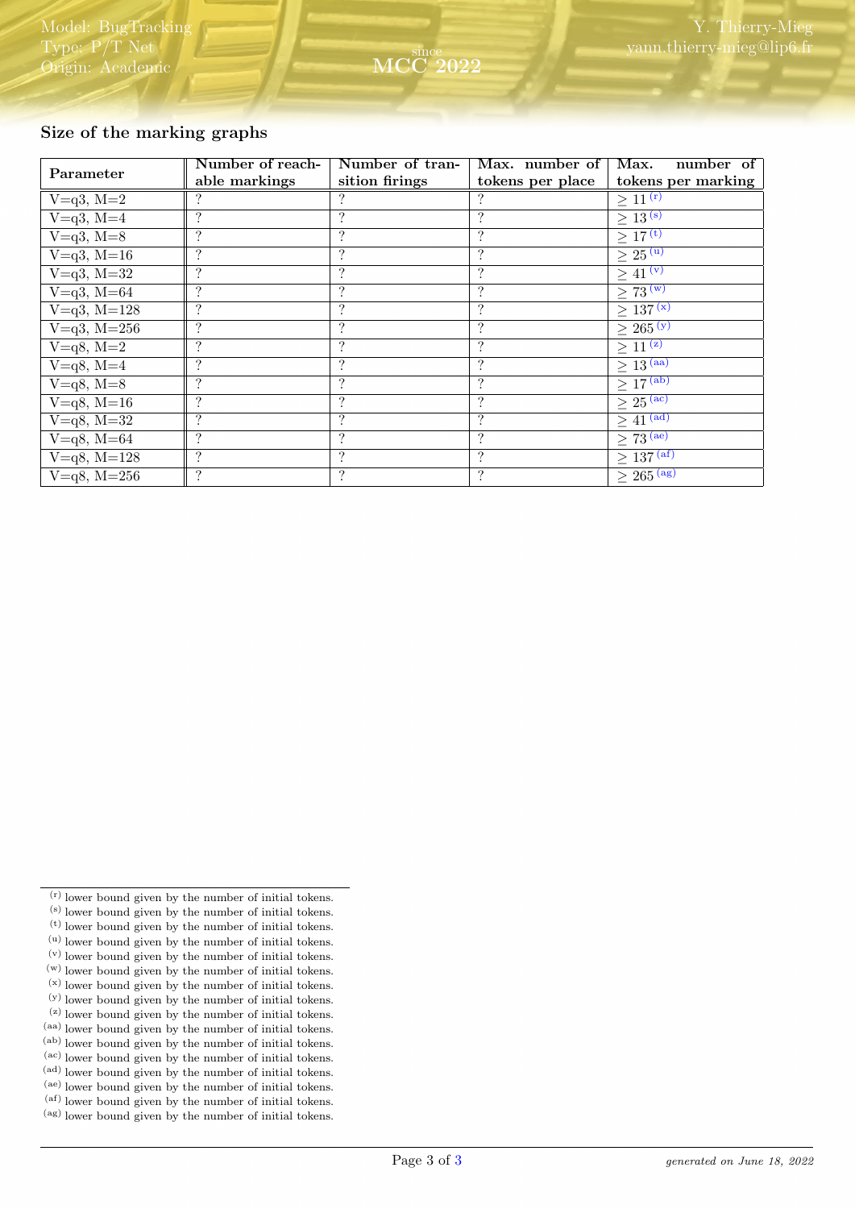## Size of the marking graphs

| Parameter | Number of reachable markings | Number of transition firings | Max. number of tokens per place | Max. number of tokens per marking |
|---|---|---|---|---|
| V=q3, M=2 | ? | ? | ? | $\geq 11$ [r] |
| V=q3, M=4 | ? | ? | ? | $\geq 13$ [s] |
| V=q3, M=8 | ? | ? | ? | $\geq 17$ [t] |
| V=q3, M=16 | ? | ? | ? | $\geq 25$ [u] |
| V=q3, M=32 | ? | ? | ? | $\geq 41$ [v] |
| V=q3, M=64 | ? | ? | ? | $\geq 73$ [w] |
| V=q3, M=128 | ? | ? | ? | $\geq 137$ [x] |
| V=q3, M=256 | ? | ? | ? | $\geq 265$ [y] |
| V=q8, M=2 | ? | ? | ? | $\geq 11$ [z] |
| V=q8, M=4 | ? | ? | ? | $\geq 13$ [aa] |
| V=q8, M=8 | ? | ? | ? | $\geq 17$ [ab] |
| V=q8, M=16 | ? | ? | ? | $\geq 25$ [ac] |
| V=q8, M=32 | ? | ? | ? | $\geq 41$ [ad] |
| V=q8, M=64 | ? | ? | ? | $\geq 73$ [ae] |
| V=q8, M=128 | ? | ? | ? | $\geq 137$ [af] |
| V=q8, M=256 | ? | ? | ? | $\geq 265$ [ag] |

[r] lower bound given by the number of initial tokens.
[s] lower bound given by the number of initial tokens.
[t] lower bound given by the number of initial tokens.
[u] lower bound given by the number of initial tokens.
[v] lower bound given by the number of initial tokens.
[w] lower bound given by the number of initial tokens.
[x] lower bound given by the number of initial tokens.
[y] lower bound given by the number of initial tokens.
[z] lower bound given by the number of initial tokens.
[aa] lower bound given by the number of initial tokens.
[ab] lower bound given by the number of initial tokens.
[ac] lower bound given by the number of initial tokens.
[ad] lower bound given by the number of initial tokens.
[ae] lower bound given by the number of initial tokens.
[af] lower bound given by the number of initial tokens.
[ag] lower bound given by the number of initial tokens.